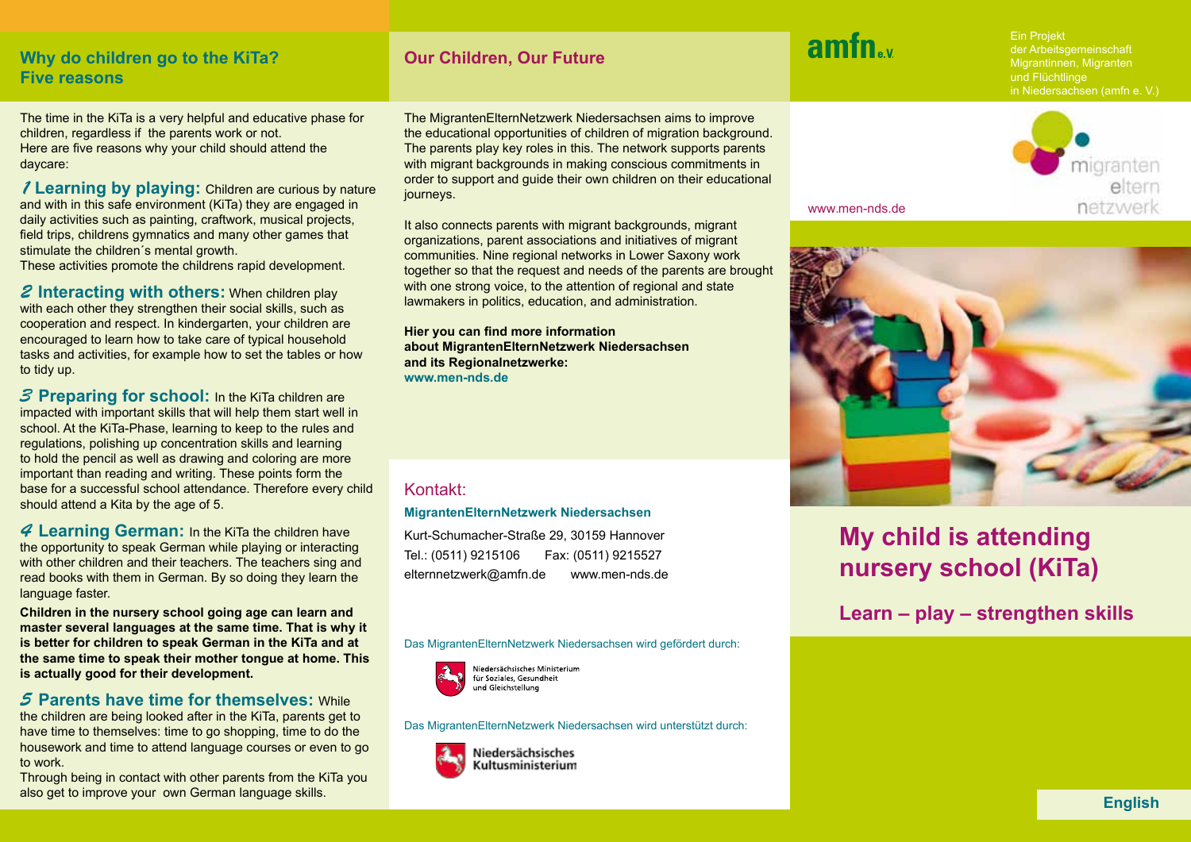## Why do children go to the KiTa? Five reasons

The time in the KiTa is a very helpful and educative phase for children, regardless if the parents work or not.
Here are five reasons why your child should attend the daycare:

**1 Learning by playing:** Children are curious by nature and with in this safe environment (KiTa) they are engaged in daily activities such as painting, craftwork, musical projects, field trips, childrens gymnatics and many other games that stimulate the children´s mental growth.
These activities promote the childrens rapid development.

**2 Interacting with others:** When children play with each other they strengthen their social skills, such as cooperation and respect. In kindergarten, your children are encouraged to learn how to take care of typical household tasks and activities, for example how to set the tables or how to tidy up.

**3 Preparing for school:** In the KiTa children are impacted with important skills that will help them start well in school. At the KiTa-Phase, learning to keep to the rules and regulations, polishing up concentration skills and learning to hold the pencil as well as drawing and coloring are more important than reading and writing. These points form the base for a successful school attendance. Therefore every child should attend a Kita by the age of 5.

**4 Learning German:** In the KiTa the children have the opportunity to speak German while playing or interacting with other children and their teachers. The teachers sing and read books with them in German. By so doing they learn the language faster.

**Children in the nursery school going age can learn and master several languages at the same time. That is why it is better for children to speak German in the KiTa and at the same time to speak their mother tongue at home. This is actually good for their development.**

**5 Parents have time for themselves:** While the children are being looked after in the KiTa, parents get to have time to themselves: time to go shopping, time to do the housework and time to attend language courses or even to go to work.
Through being in contact with other parents from the KiTa you also get to improve your own German language skills.

## Our Children, Our Future

The MigrantenElternNetzwerk Niedersachsen aims to improve the educational opportunities of children of migration background. The parents play key roles in this. The network supports parents with migrant backgrounds in making conscious commitments in order to support and guide their own children on their educational journeys.

It also connects parents with migrant backgrounds, migrant organizations, parent associations and initiatives of migrant communities. Nine regional networks in Lower Saxony work together so that the request and needs of the parents are brought with one strong voice, to the attention of regional and state lawmakers in politics, education, and administration.

**Hier you can find more information about MigrantenElternNetzwerk Niedersachsen and its Regionalnetzwerke:**
**www.men-nds.de**

### Kontakt:

**MigrantenElternNetzwerk Niedersachsen**

Kurt-Schumacher-Straße 29, 30159 Hannover
Tel.: (0511) 9215106 Fax: (0511) 9215527
elternnetzwerk@amfn.de www.men-nds.de

Das MigrantenElternNetzwerk Niedersachsen wird gefördert durch:

Niedersächsisches Ministerium für Soziales, Gesundheit und Gleichstellung

Das MigrantenElternNetzwerk Niedersachsen wird unterstützt durch:

Niedersächsisches Kultusministerium

amfn e.V.

Ein Projekt der Arbeitsgemeinschaft Migrantinnen, Migranten und Flüchtlinge in Niedersachsen (amfn e. V.)

migranten eltern netzwerk

www.men-nds.de

# My child is attending nursery school (KiTa)

## Learn – play – strengthen skills

English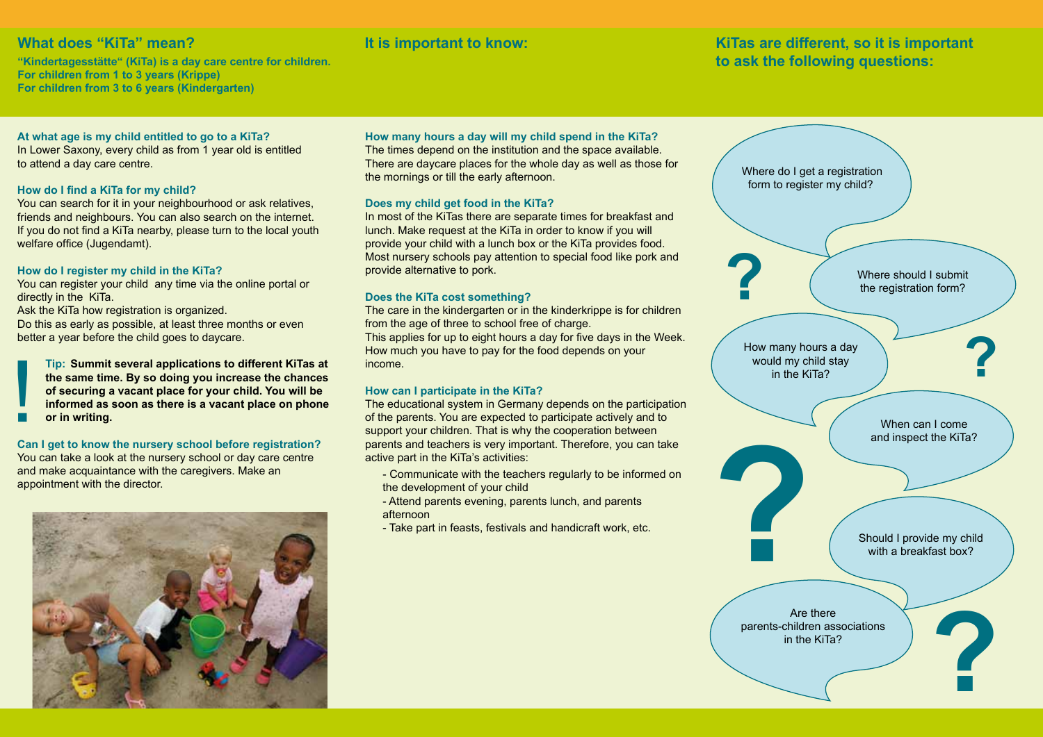## What does "KiTa" mean?

**"Kindertagesstätte" (KiTa) is a day care centre for children.**
**For children from 1 to 3 years (Krippe)**
**For children from 3 to 6 years (Kindergarten)**

### At what age is my child entitled to go to a KiTa?

In Lower Saxony, every child as from 1 year old is entitled to attend a day care centre.

### How do I find a KiTa for my child?

You can search for it in your neighbourhood or ask relatives, friends and neighbours. You can also search on the internet. If you do not find a KiTa nearby, please turn to the local youth welfare office (Jugendamt).

### How do I register my child in the KiTa?

You can register your child any time via the online portal or directly in the KiTa.
Ask the KiTa how registration is organized.
Do this as early as possible, at least three months or even better a year before the child goes to daycare.

**!** **Tip: Summit several applications to different KiTas at the same time. By so doing you increase the chances of securing a vacant place for your child. You will be informed as soon as there is a vacant place on phone or in writing.**

### Can I get to know the nursery school before registration?

You can take a look at the nursery school or day care centre and make acquaintance with the caregivers. Make an appointment with the director.

## It is important to know:

### How many hours a day will my child spend in the KiTa?

The times depend on the institution and the space available. There are daycare places for the whole day as well as those for the mornings or till the early afternoon.

### Does my child get food in the KiTa?

In most of the KiTas there are separate times for breakfast and lunch. Make request at the KiTa in order to know if you will provide your child with a lunch box or the KiTa provides food. Most nursery schools pay attention to special food like pork and provide alternative to pork.

### Does the KiTa cost something?

The care in the kindergarten or in the kinderkrippe is for children from the age of three to school free of charge.
This applies for up to eight hours a day for five days in the Week. How much you have to pay for the food depends on your income.

### How can I participate in the KiTa?

The educational system in Germany depends on the participation of the parents. You are expected to participate actively and to support your children. That is why the cooperation between parents and teachers is very important. Therefore, you can take active part in the KiTa's activities:

- Communicate with the teachers regularly to be informed on the development of your child
- Attend parents evening, parents lunch, and parents afternoon
- Take part in feasts, festivals and handicraft work, etc.

## KiTas are different, so it is important to ask the following questions:

Where do I get a registration form to register my child?

Where should I submit the registration form?

How many hours a day would my child stay in the KiTa?

When can I come and inspect the KiTa?

Should I provide my child with a breakfast box?

Are there parents-children associations in the KiTa?